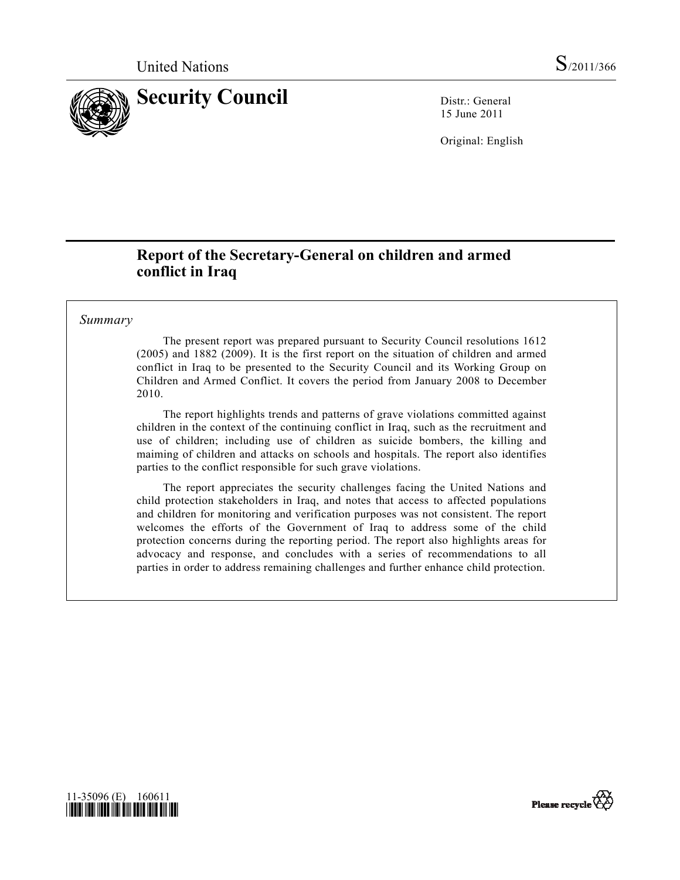United Nations S/2011/366

# Security Council

Distr.: General
15 June 2011

Original: English

## Report of the Secretary-General on children and armed conflict in Iraq

*Summary*

The present report was prepared pursuant to Security Council resolutions 1612 (2005) and 1882 (2009). It is the first report on the situation of children and armed conflict in Iraq to be presented to the Security Council and its Working Group on Children and Armed Conflict. It covers the period from January 2008 to December 2010.

The report highlights trends and patterns of grave violations committed against children in the context of the continuing conflict in Iraq, such as the recruitment and use of children; including use of children as suicide bombers, the killing and maiming of children and attacks on schools and hospitals. The report also identifies parties to the conflict responsible for such grave violations.

The report appreciates the security challenges facing the United Nations and child protection stakeholders in Iraq, and notes that access to affected populations and children for monitoring and verification purposes was not consistent. The report welcomes the efforts of the Government of Iraq to address some of the child protection concerns during the reporting period. The report also highlights areas for advocacy and response, and concludes with a series of recommendations to all parties in order to address remaining challenges and further enhance child protection.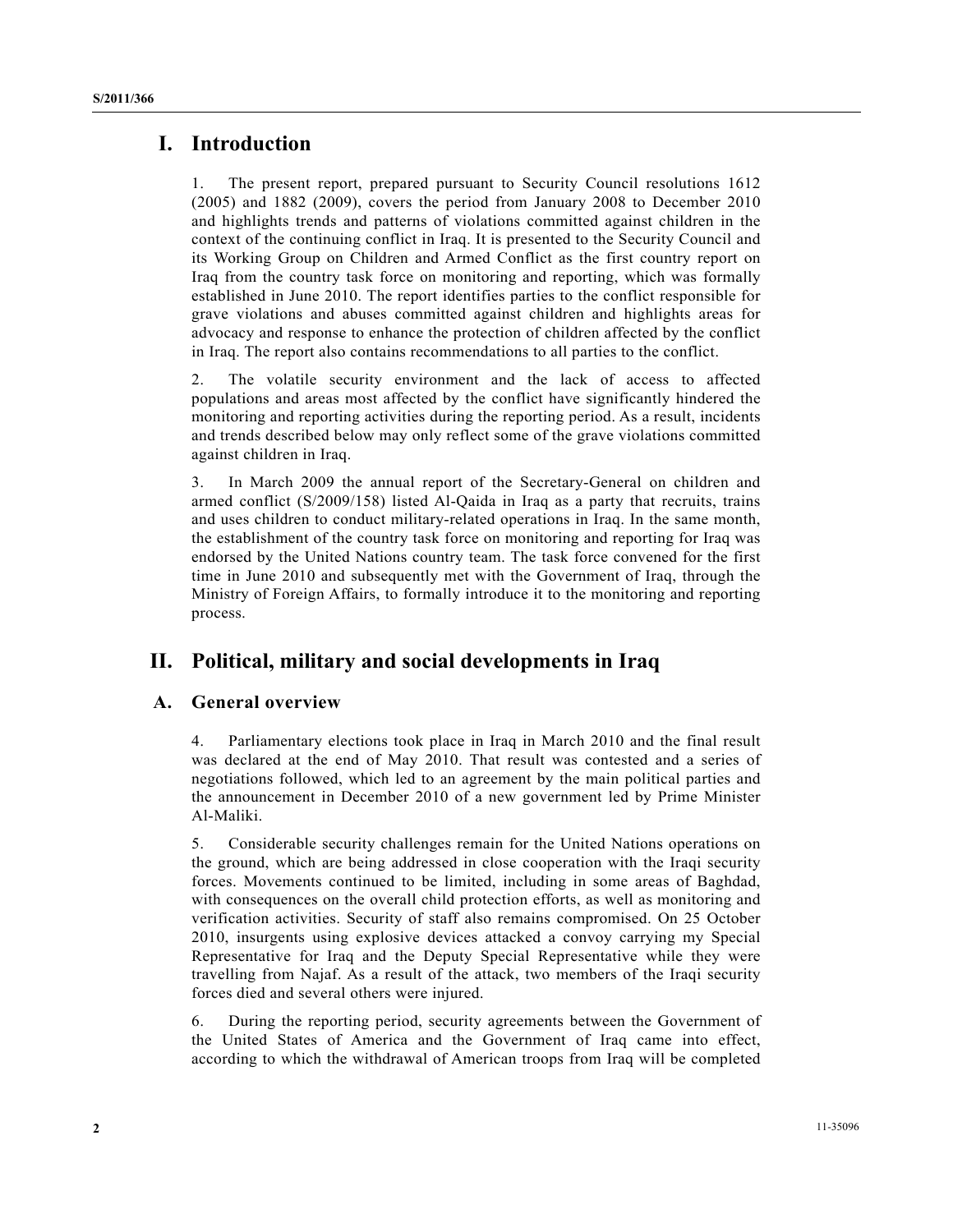# I. Introduction

1. The present report, prepared pursuant to Security Council resolutions 1612 (2005) and 1882 (2009), covers the period from January 2008 to December 2010 and highlights trends and patterns of violations committed against children in the context of the continuing conflict in Iraq. It is presented to the Security Council and its Working Group on Children and Armed Conflict as the first country report on Iraq from the country task force on monitoring and reporting, which was formally established in June 2010. The report identifies parties to the conflict responsible for grave violations and abuses committed against children and highlights areas for advocacy and response to enhance the protection of children affected by the conflict in Iraq. The report also contains recommendations to all parties to the conflict.

2. The volatile security environment and the lack of access to affected populations and areas most affected by the conflict have significantly hindered the monitoring and reporting activities during the reporting period. As a result, incidents and trends described below may only reflect some of the grave violations committed against children in Iraq.

3. In March 2009 the annual report of the Secretary-General on children and armed conflict (S/2009/158) listed Al-Qaida in Iraq as a party that recruits, trains and uses children to conduct military-related operations in Iraq. In the same month, the establishment of the country task force on monitoring and reporting for Iraq was endorsed by the United Nations country team. The task force convened for the first time in June 2010 and subsequently met with the Government of Iraq, through the Ministry of Foreign Affairs, to formally introduce it to the monitoring and reporting process.

# II. Political, military and social developments in Iraq

## A. General overview

4. Parliamentary elections took place in Iraq in March 2010 and the final result was declared at the end of May 2010. That result was contested and a series of negotiations followed, which led to an agreement by the main political parties and the announcement in December 2010 of a new government led by Prime Minister Al-Maliki.

5. Considerable security challenges remain for the United Nations operations on the ground, which are being addressed in close cooperation with the Iraqi security forces. Movements continued to be limited, including in some areas of Baghdad, with consequences on the overall child protection efforts, as well as monitoring and verification activities. Security of staff also remains compromised. On 25 October 2010, insurgents using explosive devices attacked a convoy carrying my Special Representative for Iraq and the Deputy Special Representative while they were travelling from Najaf. As a result of the attack, two members of the Iraqi security forces died and several others were injured.

6. During the reporting period, security agreements between the Government of the United States of America and the Government of Iraq came into effect, according to which the withdrawal of American troops from Iraq will be completed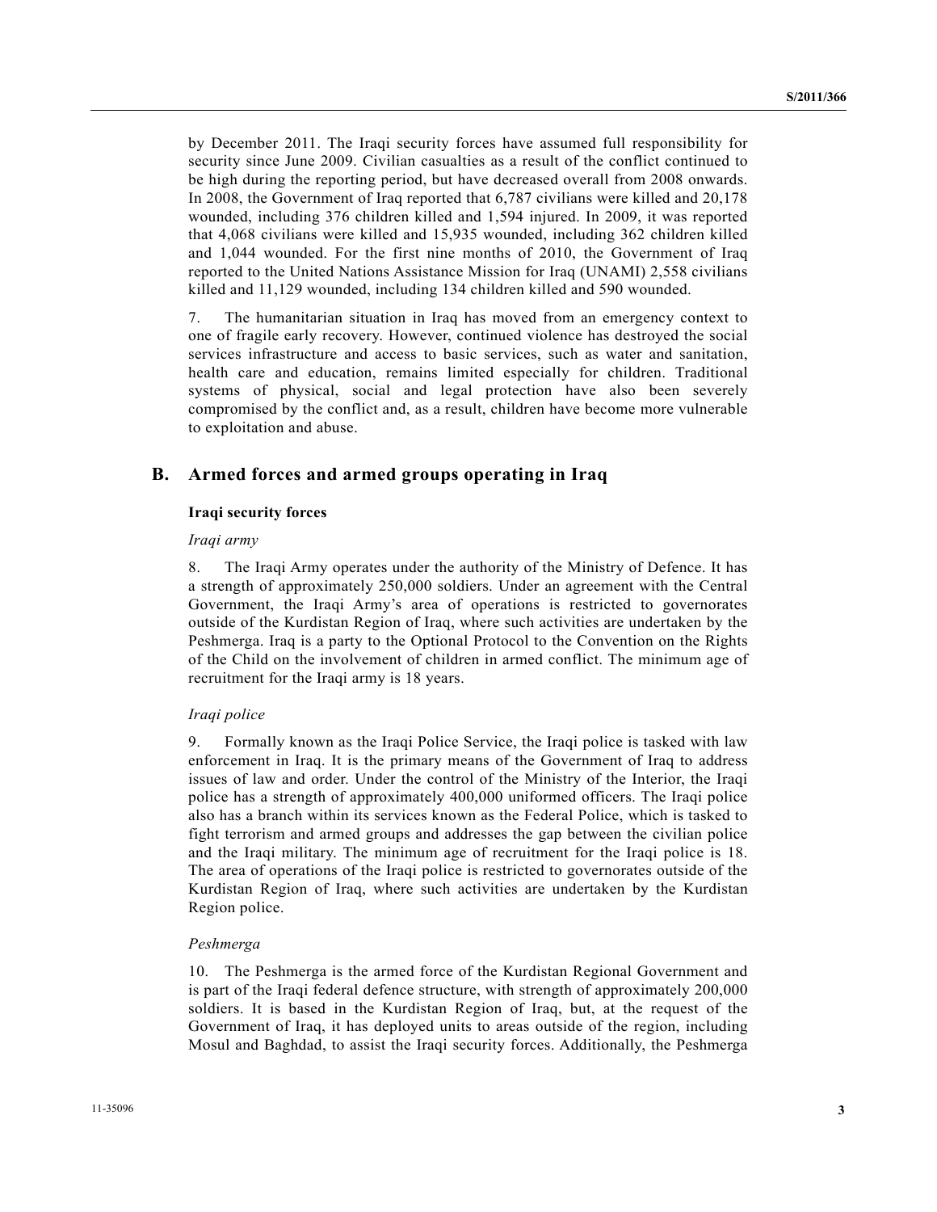by December 2011. The Iraqi security forces have assumed full responsibility for security since June 2009. Civilian casualties as a result of the conflict continued to be high during the reporting period, but have decreased overall from 2008 onwards. In 2008, the Government of Iraq reported that 6,787 civilians were killed and 20,178 wounded, including 376 children killed and 1,594 injured. In 2009, it was reported that 4,068 civilians were killed and 15,935 wounded, including 362 children killed and 1,044 wounded. For the first nine months of 2010, the Government of Iraq reported to the United Nations Assistance Mission for Iraq (UNAMI) 2,558 civilians killed and 11,129 wounded, including 134 children killed and 590 wounded.

7. The humanitarian situation in Iraq has moved from an emergency context to one of fragile early recovery. However, continued violence has destroyed the social services infrastructure and access to basic services, such as water and sanitation, health care and education, remains limited especially for children. Traditional systems of physical, social and legal protection have also been severely compromised by the conflict and, as a result, children have become more vulnerable to exploitation and abuse.

## B. Armed forces and armed groups operating in Iraq

### Iraqi security forces

*Iraqi army*

8. The Iraqi Army operates under the authority of the Ministry of Defence. It has a strength of approximately 250,000 soldiers. Under an agreement with the Central Government, the Iraqi Army's area of operations is restricted to governorates outside of the Kurdistan Region of Iraq, where such activities are undertaken by the Peshmerga. Iraq is a party to the Optional Protocol to the Convention on the Rights of the Child on the involvement of children in armed conflict. The minimum age of recruitment for the Iraqi army is 18 years.

*Iraqi police*

9. Formally known as the Iraqi Police Service, the Iraqi police is tasked with law enforcement in Iraq. It is the primary means of the Government of Iraq to address issues of law and order. Under the control of the Ministry of the Interior, the Iraqi police has a strength of approximately 400,000 uniformed officers. The Iraqi police also has a branch within its services known as the Federal Police, which is tasked to fight terrorism and armed groups and addresses the gap between the civilian police and the Iraqi military. The minimum age of recruitment for the Iraqi police is 18. The area of operations of the Iraqi police is restricted to governorates outside of the Kurdistan Region of Iraq, where such activities are undertaken by the Kurdistan Region police.

*Peshmerga*

10. The Peshmerga is the armed force of the Kurdistan Regional Government and is part of the Iraqi federal defence structure, with strength of approximately 200,000 soldiers. It is based in the Kurdistan Region of Iraq, but, at the request of the Government of Iraq, it has deployed units to areas outside of the region, including Mosul and Baghdad, to assist the Iraqi security forces. Additionally, the Peshmerga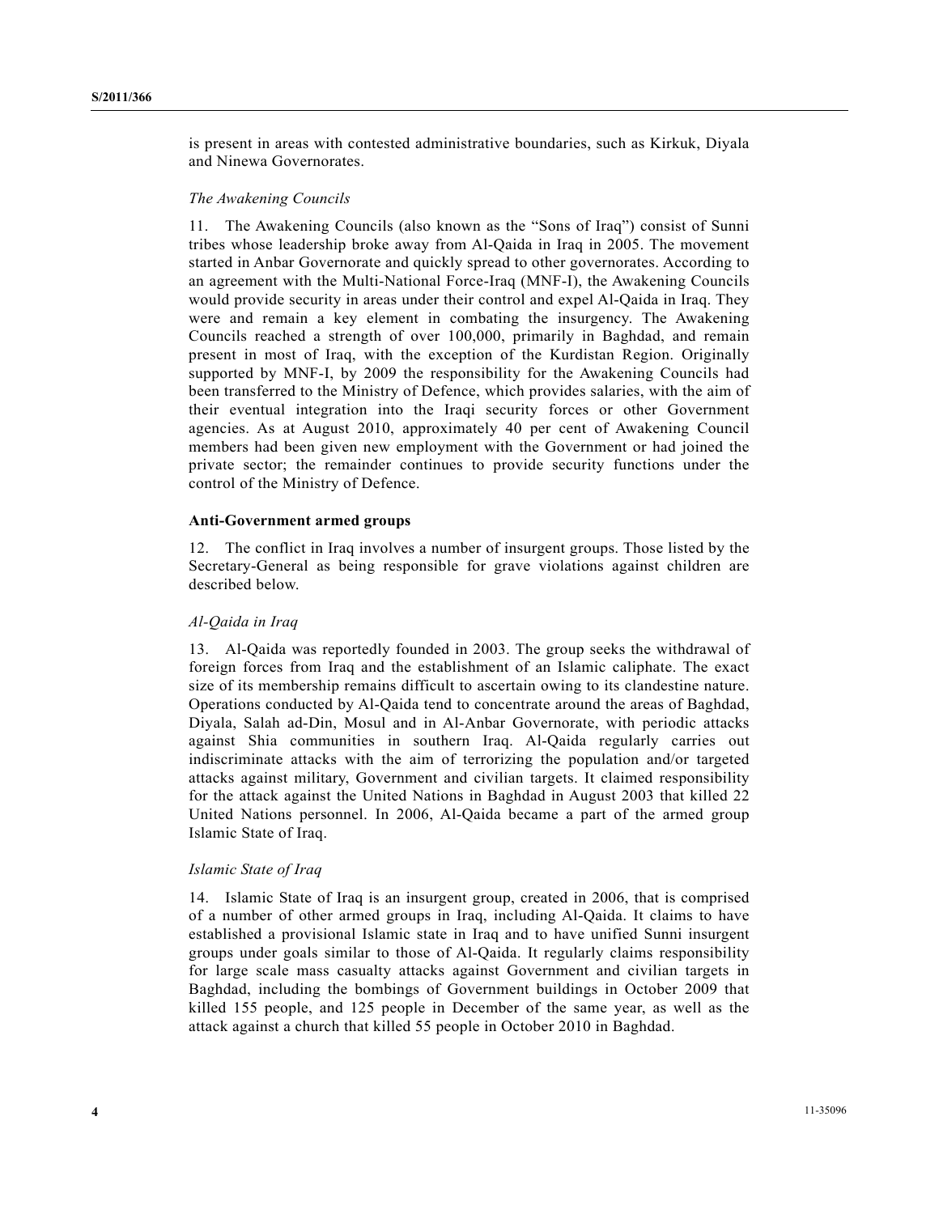is present in areas with contested administrative boundaries, such as Kirkuk, Diyala and Ninewa Governorates.

*The Awakening Councils*

11. The Awakening Councils (also known as the "Sons of Iraq") consist of Sunni tribes whose leadership broke away from Al-Qaida in Iraq in 2005. The movement started in Anbar Governorate and quickly spread to other governorates. According to an agreement with the Multi-National Force-Iraq (MNF-I), the Awakening Councils would provide security in areas under their control and expel Al-Qaida in Iraq. They were and remain a key element in combating the insurgency. The Awakening Councils reached a strength of over 100,000, primarily in Baghdad, and remain present in most of Iraq, with the exception of the Kurdistan Region. Originally supported by MNF-I, by 2009 the responsibility for the Awakening Councils had been transferred to the Ministry of Defence, which provides salaries, with the aim of their eventual integration into the Iraqi security forces or other Government agencies. As at August 2010, approximately 40 per cent of Awakening Council members had been given new employment with the Government or had joined the private sector; the remainder continues to provide security functions under the control of the Ministry of Defence.

**Anti-Government armed groups**

12. The conflict in Iraq involves a number of insurgent groups. Those listed by the Secretary-General as being responsible for grave violations against children are described below.

*Al-Qaida in Iraq*

13. Al-Qaida was reportedly founded in 2003. The group seeks the withdrawal of foreign forces from Iraq and the establishment of an Islamic caliphate. The exact size of its membership remains difficult to ascertain owing to its clandestine nature. Operations conducted by Al-Qaida tend to concentrate around the areas of Baghdad, Diyala, Salah ad-Din, Mosul and in Al-Anbar Governorate, with periodic attacks against Shia communities in southern Iraq. Al-Qaida regularly carries out indiscriminate attacks with the aim of terrorizing the population and/or targeted attacks against military, Government and civilian targets. It claimed responsibility for the attack against the United Nations in Baghdad in August 2003 that killed 22 United Nations personnel. In 2006, Al-Qaida became a part of the armed group Islamic State of Iraq.

*Islamic State of Iraq*

14. Islamic State of Iraq is an insurgent group, created in 2006, that is comprised of a number of other armed groups in Iraq, including Al-Qaida. It claims to have established a provisional Islamic state in Iraq and to have unified Sunni insurgent groups under goals similar to those of Al-Qaida. It regularly claims responsibility for large scale mass casualty attacks against Government and civilian targets in Baghdad, including the bombings of Government buildings in October 2009 that killed 155 people, and 125 people in December of the same year, as well as the attack against a church that killed 55 people in October 2010 in Baghdad.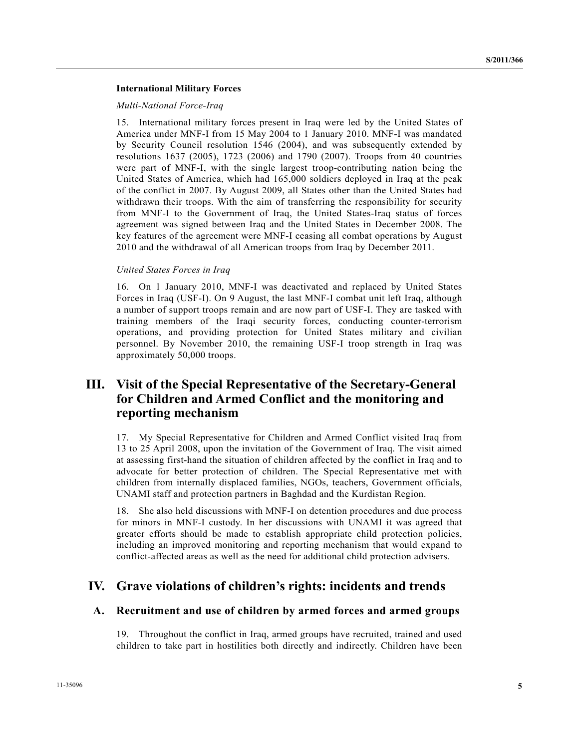**International Military Forces**

*Multi-National Force-Iraq*

15. International military forces present in Iraq were led by the United States of America under MNF-I from 15 May 2004 to 1 January 2010. MNF-I was mandated by Security Council resolution 1546 (2004), and was subsequently extended by resolutions 1637 (2005), 1723 (2006) and 1790 (2007). Troops from 40 countries were part of MNF-I, with the single largest troop-contributing nation being the United States of America, which had 165,000 soldiers deployed in Iraq at the peak of the conflict in 2007. By August 2009, all States other than the United States had withdrawn their troops. With the aim of transferring the responsibility for security from MNF-I to the Government of Iraq, the United States-Iraq status of forces agreement was signed between Iraq and the United States in December 2008. The key features of the agreement were MNF-I ceasing all combat operations by August 2010 and the withdrawal of all American troops from Iraq by December 2011.

*United States Forces in Iraq*

16. On 1 January 2010, MNF-I was deactivated and replaced by United States Forces in Iraq (USF-I). On 9 August, the last MNF-I combat unit left Iraq, although a number of support troops remain and are now part of USF-I. They are tasked with training members of the Iraqi security forces, conducting counter-terrorism operations, and providing protection for United States military and civilian personnel. By November 2010, the remaining USF-I troop strength in Iraq was approximately 50,000 troops.

# III. Visit of the Special Representative of the Secretary-General for Children and Armed Conflict and the monitoring and reporting mechanism

17. My Special Representative for Children and Armed Conflict visited Iraq from 13 to 25 April 2008, upon the invitation of the Government of Iraq. The visit aimed at assessing first-hand the situation of children affected by the conflict in Iraq and to advocate for better protection of children. The Special Representative met with children from internally displaced families, NGOs, teachers, Government officials, UNAMI staff and protection partners in Baghdad and the Kurdistan Region.

18. She also held discussions with MNF-I on detention procedures and due process for minors in MNF-I custody. In her discussions with UNAMI it was agreed that greater efforts should be made to establish appropriate child protection policies, including an improved monitoring and reporting mechanism that would expand to conflict-affected areas as well as the need for additional child protection advisers.

# IV. Grave violations of children's rights: incidents and trends

## A. Recruitment and use of children by armed forces and armed groups

19. Throughout the conflict in Iraq, armed groups have recruited, trained and used children to take part in hostilities both directly and indirectly. Children have been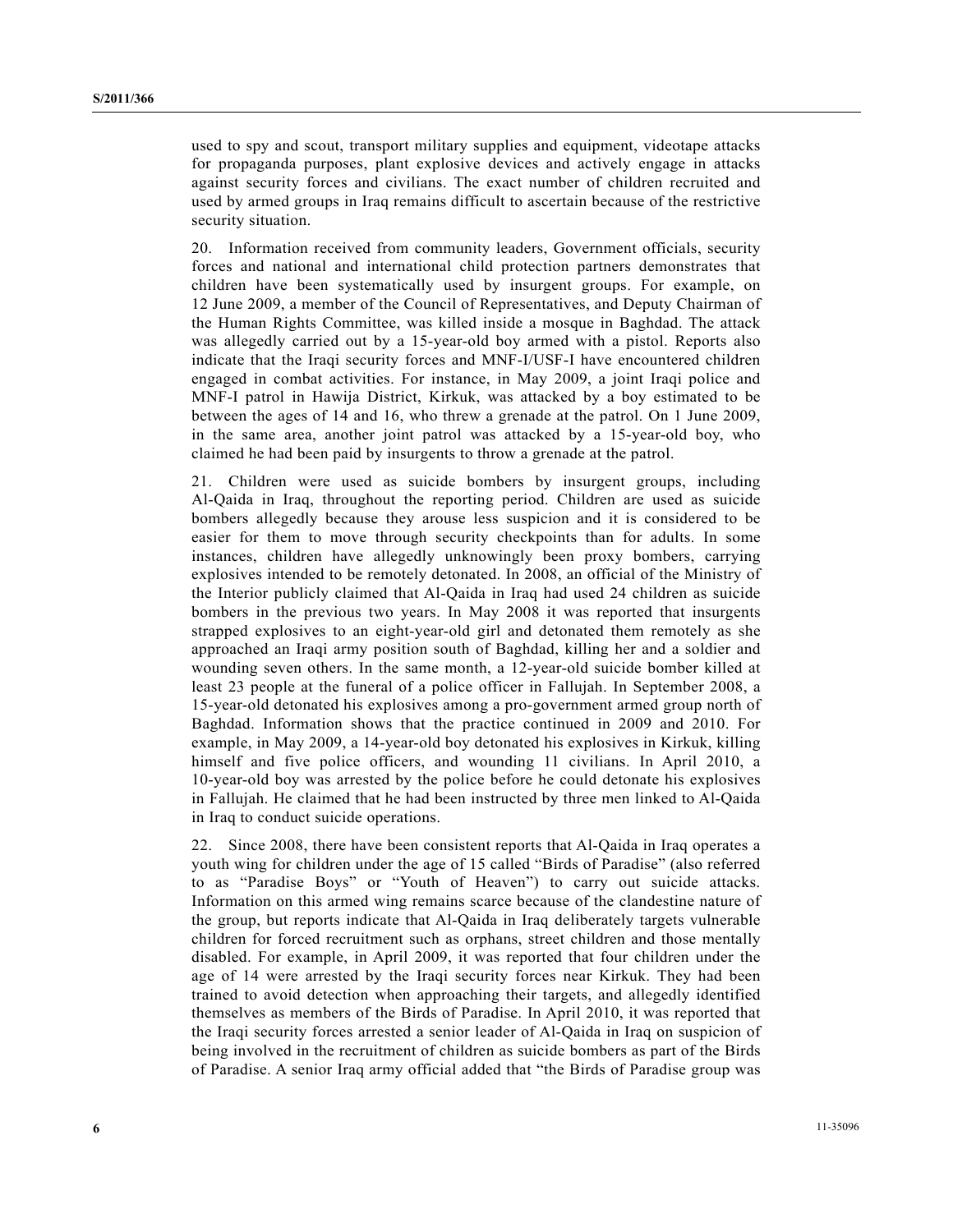used to spy and scout, transport military supplies and equipment, videotape attacks for propaganda purposes, plant explosive devices and actively engage in attacks against security forces and civilians. The exact number of children recruited and used by armed groups in Iraq remains difficult to ascertain because of the restrictive security situation.

20. Information received from community leaders, Government officials, security forces and national and international child protection partners demonstrates that children have been systematically used by insurgent groups. For example, on 12 June 2009, a member of the Council of Representatives, and Deputy Chairman of the Human Rights Committee, was killed inside a mosque in Baghdad. The attack was allegedly carried out by a 15-year-old boy armed with a pistol. Reports also indicate that the Iraqi security forces and MNF-I/USF-I have encountered children engaged in combat activities. For instance, in May 2009, a joint Iraqi police and MNF-I patrol in Hawija District, Kirkuk, was attacked by a boy estimated to be between the ages of 14 and 16, who threw a grenade at the patrol. On 1 June 2009, in the same area, another joint patrol was attacked by a 15-year-old boy, who claimed he had been paid by insurgents to throw a grenade at the patrol.

21. Children were used as suicide bombers by insurgent groups, including Al-Qaida in Iraq, throughout the reporting period. Children are used as suicide bombers allegedly because they arouse less suspicion and it is considered to be easier for them to move through security checkpoints than for adults. In some instances, children have allegedly unknowingly been proxy bombers, carrying explosives intended to be remotely detonated. In 2008, an official of the Ministry of the Interior publicly claimed that Al-Qaida in Iraq had used 24 children as suicide bombers in the previous two years. In May 2008 it was reported that insurgents strapped explosives to an eight-year-old girl and detonated them remotely as she approached an Iraqi army position south of Baghdad, killing her and a soldier and wounding seven others. In the same month, a 12-year-old suicide bomber killed at least 23 people at the funeral of a police officer in Fallujah. In September 2008, a 15-year-old detonated his explosives among a pro-government armed group north of Baghdad. Information shows that the practice continued in 2009 and 2010. For example, in May 2009, a 14-year-old boy detonated his explosives in Kirkuk, killing himself and five police officers, and wounding 11 civilians. In April 2010, a 10-year-old boy was arrested by the police before he could detonate his explosives in Fallujah. He claimed that he had been instructed by three men linked to Al-Qaida in Iraq to conduct suicide operations.

22. Since 2008, there have been consistent reports that Al-Qaida in Iraq operates a youth wing for children under the age of 15 called "Birds of Paradise" (also referred to as "Paradise Boys" or "Youth of Heaven") to carry out suicide attacks. Information on this armed wing remains scarce because of the clandestine nature of the group, but reports indicate that Al-Qaida in Iraq deliberately targets vulnerable children for forced recruitment such as orphans, street children and those mentally disabled. For example, in April 2009, it was reported that four children under the age of 14 were arrested by the Iraqi security forces near Kirkuk. They had been trained to avoid detection when approaching their targets, and allegedly identified themselves as members of the Birds of Paradise. In April 2010, it was reported that the Iraqi security forces arrested a senior leader of Al-Qaida in Iraq on suspicion of being involved in the recruitment of children as suicide bombers as part of the Birds of Paradise. A senior Iraq army official added that "the Birds of Paradise group was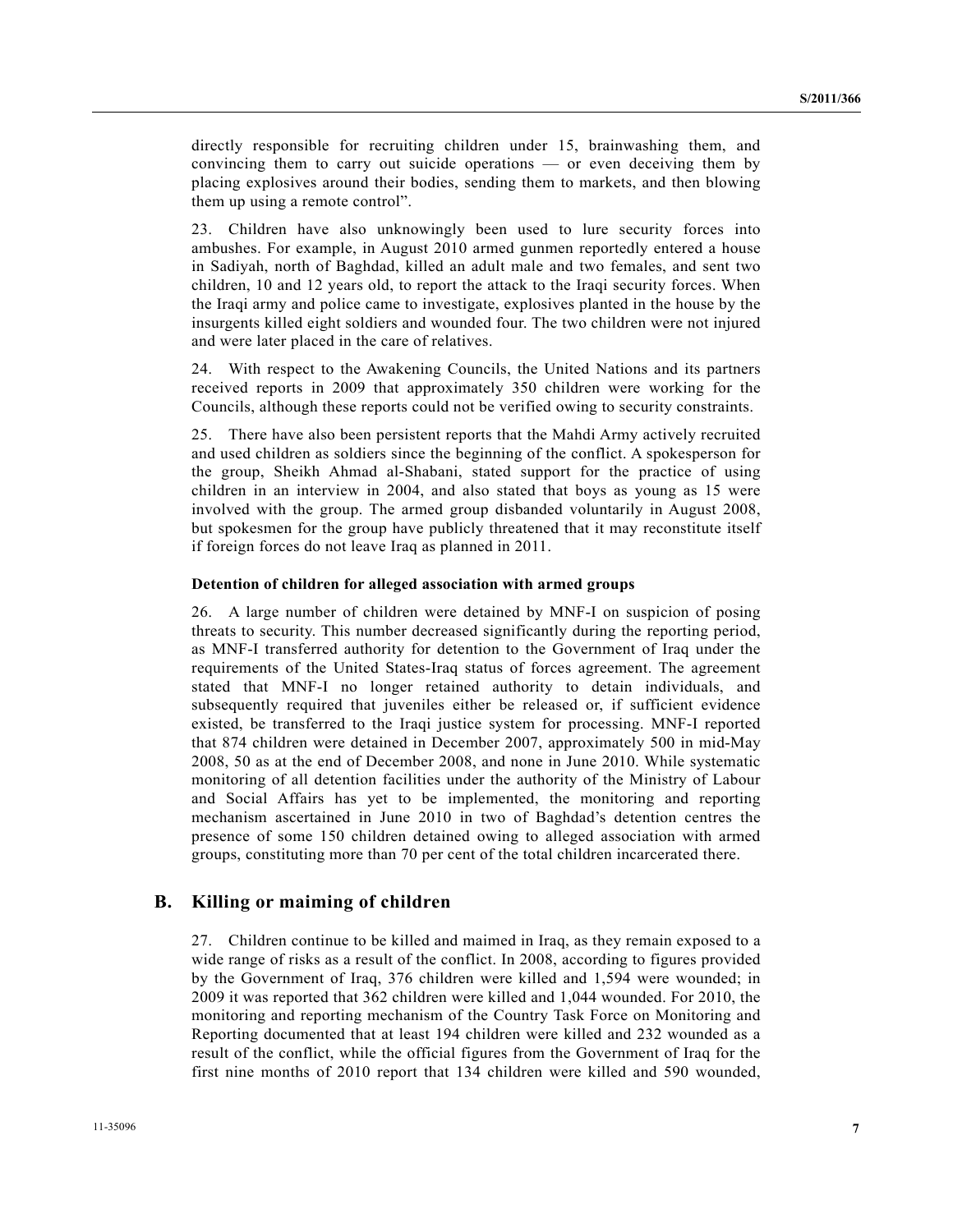directly responsible for recruiting children under 15, brainwashing them, and convincing them to carry out suicide operations — or even deceiving them by placing explosives around their bodies, sending them to markets, and then blowing them up using a remote control".

23. Children have also unknowingly been used to lure security forces into ambushes. For example, in August 2010 armed gunmen reportedly entered a house in Sadiyah, north of Baghdad, killed an adult male and two females, and sent two children, 10 and 12 years old, to report the attack to the Iraqi security forces. When the Iraqi army and police came to investigate, explosives planted in the house by the insurgents killed eight soldiers and wounded four. The two children were not injured and were later placed in the care of relatives.

24. With respect to the Awakening Councils, the United Nations and its partners received reports in 2009 that approximately 350 children were working for the Councils, although these reports could not be verified owing to security constraints.

25. There have also been persistent reports that the Mahdi Army actively recruited and used children as soldiers since the beginning of the conflict. A spokesperson for the group, Sheikh Ahmad al-Shabani, stated support for the practice of using children in an interview in 2004, and also stated that boys as young as 15 were involved with the group. The armed group disbanded voluntarily in August 2008, but spokesmen for the group have publicly threatened that it may reconstitute itself if foreign forces do not leave Iraq as planned in 2011.

**Detention of children for alleged association with armed groups**

26. A large number of children were detained by MNF-I on suspicion of posing threats to security. This number decreased significantly during the reporting period, as MNF-I transferred authority for detention to the Government of Iraq under the requirements of the United States-Iraq status of forces agreement. The agreement stated that MNF-I no longer retained authority to detain individuals, and subsequently required that juveniles either be released or, if sufficient evidence existed, be transferred to the Iraqi justice system for processing. MNF-I reported that 874 children were detained in December 2007, approximately 500 in mid-May 2008, 50 as at the end of December 2008, and none in June 2010. While systematic monitoring of all detention facilities under the authority of the Ministry of Labour and Social Affairs has yet to be implemented, the monitoring and reporting mechanism ascertained in June 2010 in two of Baghdad's detention centres the presence of some 150 children detained owing to alleged association with armed groups, constituting more than 70 per cent of the total children incarcerated there.

## B. Killing or maiming of children

27. Children continue to be killed and maimed in Iraq, as they remain exposed to a wide range of risks as a result of the conflict. In 2008, according to figures provided by the Government of Iraq, 376 children were killed and 1,594 were wounded; in 2009 it was reported that 362 children were killed and 1,044 wounded. For 2010, the monitoring and reporting mechanism of the Country Task Force on Monitoring and Reporting documented that at least 194 children were killed and 232 wounded as a result of the conflict, while the official figures from the Government of Iraq for the first nine months of 2010 report that 134 children were killed and 590 wounded,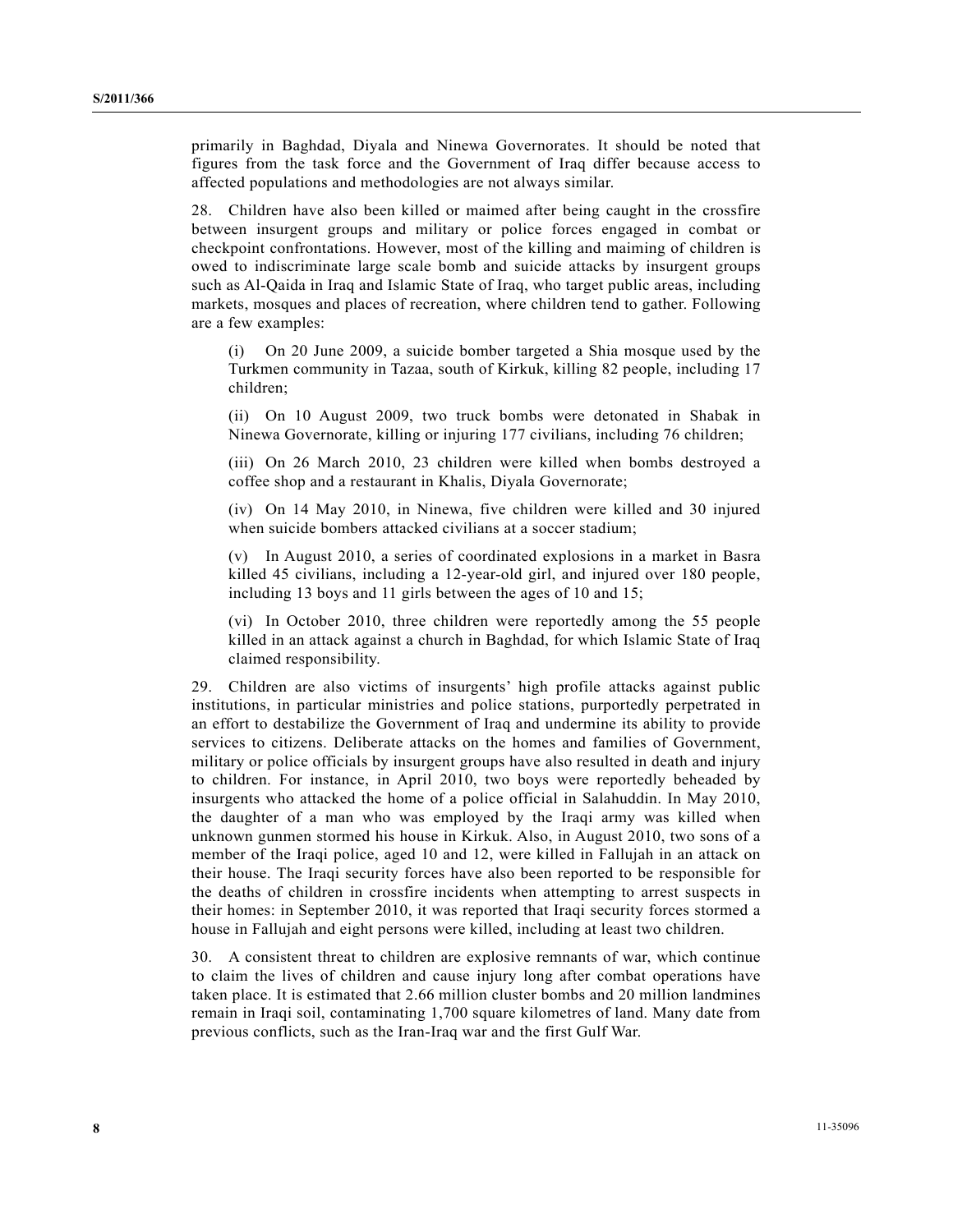primarily in Baghdad, Diyala and Ninewa Governorates. It should be noted that figures from the task force and the Government of Iraq differ because access to affected populations and methodologies are not always similar.

28. Children have also been killed or maimed after being caught in the crossfire between insurgent groups and military or police forces engaged in combat or checkpoint confrontations. However, most of the killing and maiming of children is owed to indiscriminate large scale bomb and suicide attacks by insurgent groups such as Al-Qaida in Iraq and Islamic State of Iraq, who target public areas, including markets, mosques and places of recreation, where children tend to gather. Following are a few examples:

(i) On 20 June 2009, a suicide bomber targeted a Shia mosque used by the Turkmen community in Tazaa, south of Kirkuk, killing 82 people, including 17 children;

(ii) On 10 August 2009, two truck bombs were detonated in Shabak in Ninewa Governorate, killing or injuring 177 civilians, including 76 children;

(iii) On 26 March 2010, 23 children were killed when bombs destroyed a coffee shop and a restaurant in Khalis, Diyala Governorate;

(iv) On 14 May 2010, in Ninewa, five children were killed and 30 injured when suicide bombers attacked civilians at a soccer stadium;

(v) In August 2010, a series of coordinated explosions in a market in Basra killed 45 civilians, including a 12-year-old girl, and injured over 180 people, including 13 boys and 11 girls between the ages of 10 and 15;

(vi) In October 2010, three children were reportedly among the 55 people killed in an attack against a church in Baghdad, for which Islamic State of Iraq claimed responsibility.

29. Children are also victims of insurgents' high profile attacks against public institutions, in particular ministries and police stations, purportedly perpetrated in an effort to destabilize the Government of Iraq and undermine its ability to provide services to citizens. Deliberate attacks on the homes and families of Government, military or police officials by insurgent groups have also resulted in death and injury to children. For instance, in April 2010, two boys were reportedly beheaded by insurgents who attacked the home of a police official in Salahuddin. In May 2010, the daughter of a man who was employed by the Iraqi army was killed when unknown gunmen stormed his house in Kirkuk. Also, in August 2010, two sons of a member of the Iraqi police, aged 10 and 12, were killed in Fallujah in an attack on their house. The Iraqi security forces have also been reported to be responsible for the deaths of children in crossfire incidents when attempting to arrest suspects in their homes: in September 2010, it was reported that Iraqi security forces stormed a house in Fallujah and eight persons were killed, including at least two children.

30. A consistent threat to children are explosive remnants of war, which continue to claim the lives of children and cause injury long after combat operations have taken place. It is estimated that 2.66 million cluster bombs and 20 million landmines remain in Iraqi soil, contaminating 1,700 square kilometres of land. Many date from previous conflicts, such as the Iran-Iraq war and the first Gulf War.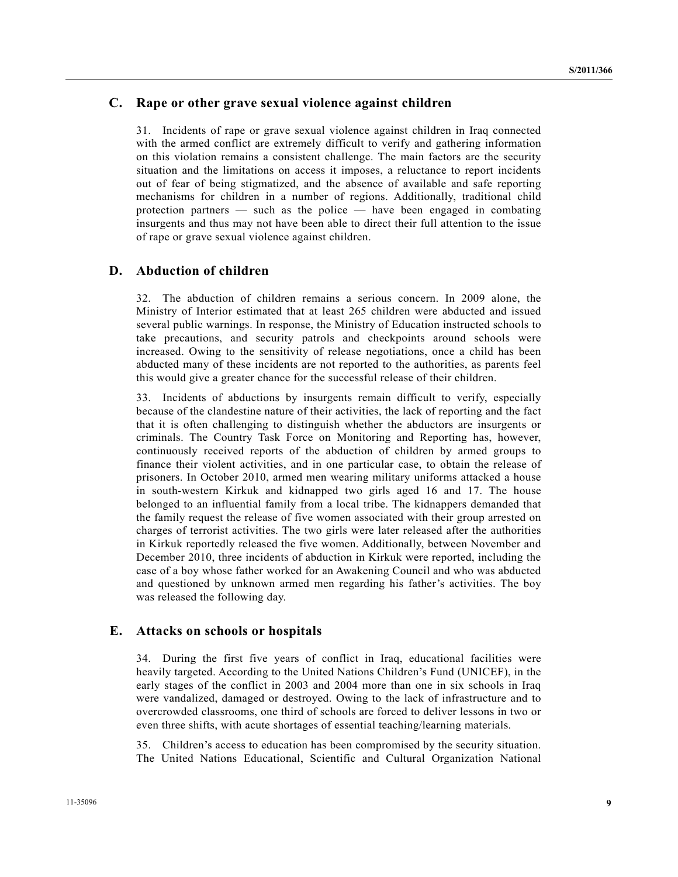## C. Rape or other grave sexual violence against children

31. Incidents of rape or grave sexual violence against children in Iraq connected with the armed conflict are extremely difficult to verify and gathering information on this violation remains a consistent challenge. The main factors are the security situation and the limitations on access it imposes, a reluctance to report incidents out of fear of being stigmatized, and the absence of available and safe reporting mechanisms for children in a number of regions. Additionally, traditional child protection partners — such as the police — have been engaged in combating insurgents and thus may not have been able to direct their full attention to the issue of rape or grave sexual violence against children.

## D. Abduction of children

32. The abduction of children remains a serious concern. In 2009 alone, the Ministry of Interior estimated that at least 265 children were abducted and issued several public warnings. In response, the Ministry of Education instructed schools to take precautions, and security patrols and checkpoints around schools were increased. Owing to the sensitivity of release negotiations, once a child has been abducted many of these incidents are not reported to the authorities, as parents feel this would give a greater chance for the successful release of their children.

33. Incidents of abductions by insurgents remain difficult to verify, especially because of the clandestine nature of their activities, the lack of reporting and the fact that it is often challenging to distinguish whether the abductors are insurgents or criminals. The Country Task Force on Monitoring and Reporting has, however, continuously received reports of the abduction of children by armed groups to finance their violent activities, and in one particular case, to obtain the release of prisoners. In October 2010, armed men wearing military uniforms attacked a house in south-western Kirkuk and kidnapped two girls aged 16 and 17. The house belonged to an influential family from a local tribe. The kidnappers demanded that the family request the release of five women associated with their group arrested on charges of terrorist activities. The two girls were later released after the authorities in Kirkuk reportedly released the five women. Additionally, between November and December 2010, three incidents of abduction in Kirkuk were reported, including the case of a boy whose father worked for an Awakening Council and who was abducted and questioned by unknown armed men regarding his father's activities. The boy was released the following day.

## E. Attacks on schools or hospitals

34. During the first five years of conflict in Iraq, educational facilities were heavily targeted. According to the United Nations Children's Fund (UNICEF), in the early stages of the conflict in 2003 and 2004 more than one in six schools in Iraq were vandalized, damaged or destroyed. Owing to the lack of infrastructure and to overcrowded classrooms, one third of schools are forced to deliver lessons in two or even three shifts, with acute shortages of essential teaching/learning materials.

35. Children's access to education has been compromised by the security situation. The United Nations Educational, Scientific and Cultural Organization National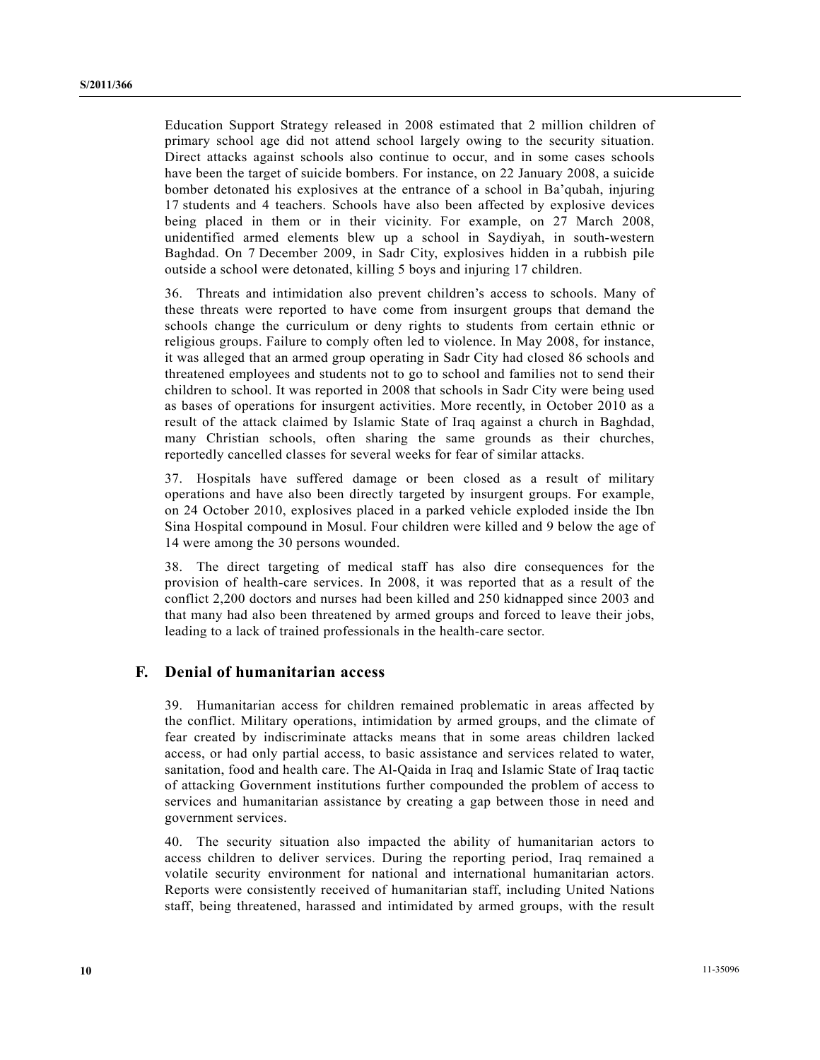Education Support Strategy released in 2008 estimated that 2 million children of primary school age did not attend school largely owing to the security situation. Direct attacks against schools also continue to occur, and in some cases schools have been the target of suicide bombers. For instance, on 22 January 2008, a suicide bomber detonated his explosives at the entrance of a school in Ba'qubah, injuring 17 students and 4 teachers. Schools have also been affected by explosive devices being placed in them or in their vicinity. For example, on 27 March 2008, unidentified armed elements blew up a school in Saydiyah, in south-western Baghdad. On 7 December 2009, in Sadr City, explosives hidden in a rubbish pile outside a school were detonated, killing 5 boys and injuring 17 children.

36. Threats and intimidation also prevent children's access to schools. Many of these threats were reported to have come from insurgent groups that demand the schools change the curriculum or deny rights to students from certain ethnic or religious groups. Failure to comply often led to violence. In May 2008, for instance, it was alleged that an armed group operating in Sadr City had closed 86 schools and threatened employees and students not to go to school and families not to send their children to school. It was reported in 2008 that schools in Sadr City were being used as bases of operations for insurgent activities. More recently, in October 2010 as a result of the attack claimed by Islamic State of Iraq against a church in Baghdad, many Christian schools, often sharing the same grounds as their churches, reportedly cancelled classes for several weeks for fear of similar attacks.

37. Hospitals have suffered damage or been closed as a result of military operations and have also been directly targeted by insurgent groups. For example, on 24 October 2010, explosives placed in a parked vehicle exploded inside the Ibn Sina Hospital compound in Mosul. Four children were killed and 9 below the age of 14 were among the 30 persons wounded.

38. The direct targeting of medical staff has also dire consequences for the provision of health-care services. In 2008, it was reported that as a result of the conflict 2,200 doctors and nurses had been killed and 250 kidnapped since 2003 and that many had also been threatened by armed groups and forced to leave their jobs, leading to a lack of trained professionals in the health-care sector.

## F. Denial of humanitarian access

39. Humanitarian access for children remained problematic in areas affected by the conflict. Military operations, intimidation by armed groups, and the climate of fear created by indiscriminate attacks means that in some areas children lacked access, or had only partial access, to basic assistance and services related to water, sanitation, food and health care. The Al-Qaida in Iraq and Islamic State of Iraq tactic of attacking Government institutions further compounded the problem of access to services and humanitarian assistance by creating a gap between those in need and government services.

40. The security situation also impacted the ability of humanitarian actors to access children to deliver services. During the reporting period, Iraq remained a volatile security environment for national and international humanitarian actors. Reports were consistently received of humanitarian staff, including United Nations staff, being threatened, harassed and intimidated by armed groups, with the result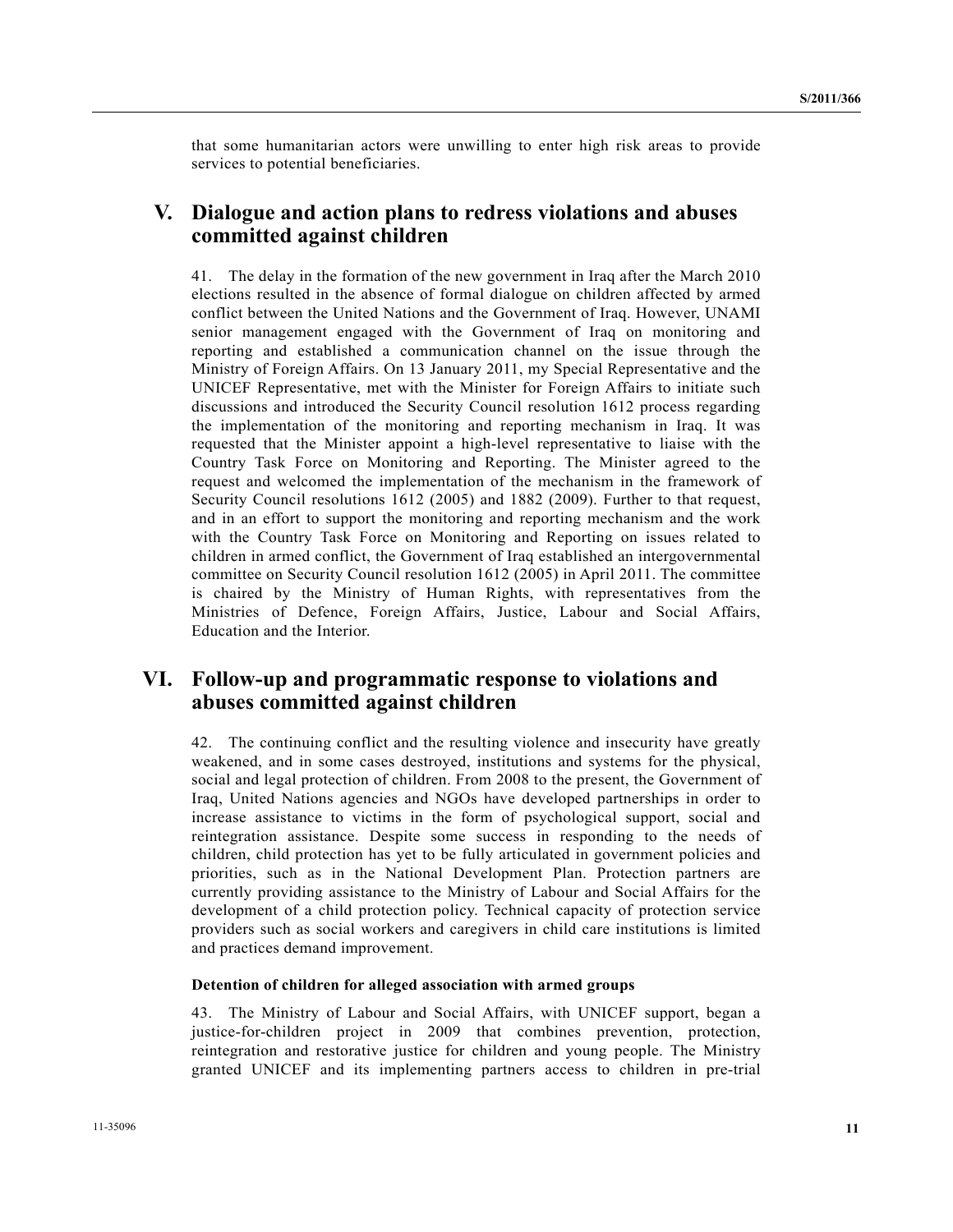that some humanitarian actors were unwilling to enter high risk areas to provide services to potential beneficiaries.

## V. Dialogue and action plans to redress violations and abuses committed against children

41. The delay in the formation of the new government in Iraq after the March 2010 elections resulted in the absence of formal dialogue on children affected by armed conflict between the United Nations and the Government of Iraq. However, UNAMI senior management engaged with the Government of Iraq on monitoring and reporting and established a communication channel on the issue through the Ministry of Foreign Affairs. On 13 January 2011, my Special Representative and the UNICEF Representative, met with the Minister for Foreign Affairs to initiate such discussions and introduced the Security Council resolution 1612 process regarding the implementation of the monitoring and reporting mechanism in Iraq. It was requested that the Minister appoint a high-level representative to liaise with the Country Task Force on Monitoring and Reporting. The Minister agreed to the request and welcomed the implementation of the mechanism in the framework of Security Council resolutions 1612 (2005) and 1882 (2009). Further to that request, and in an effort to support the monitoring and reporting mechanism and the work with the Country Task Force on Monitoring and Reporting on issues related to children in armed conflict, the Government of Iraq established an intergovernmental committee on Security Council resolution 1612 (2005) in April 2011. The committee is chaired by the Ministry of Human Rights, with representatives from the Ministries of Defence, Foreign Affairs, Justice, Labour and Social Affairs, Education and the Interior.

## VI. Follow-up and programmatic response to violations and abuses committed against children

42. The continuing conflict and the resulting violence and insecurity have greatly weakened, and in some cases destroyed, institutions and systems for the physical, social and legal protection of children. From 2008 to the present, the Government of Iraq, United Nations agencies and NGOs have developed partnerships in order to increase assistance to victims in the form of psychological support, social and reintegration assistance. Despite some success in responding to the needs of children, child protection has yet to be fully articulated in government policies and priorities, such as in the National Development Plan. Protection partners are currently providing assistance to the Ministry of Labour and Social Affairs for the development of a child protection policy. Technical capacity of protection service providers such as social workers and caregivers in child care institutions is limited and practices demand improvement.

### Detention of children for alleged association with armed groups

43. The Ministry of Labour and Social Affairs, with UNICEF support, began a justice-for-children project in 2009 that combines prevention, protection, reintegration and restorative justice for children and young people. The Ministry granted UNICEF and its implementing partners access to children in pre-trial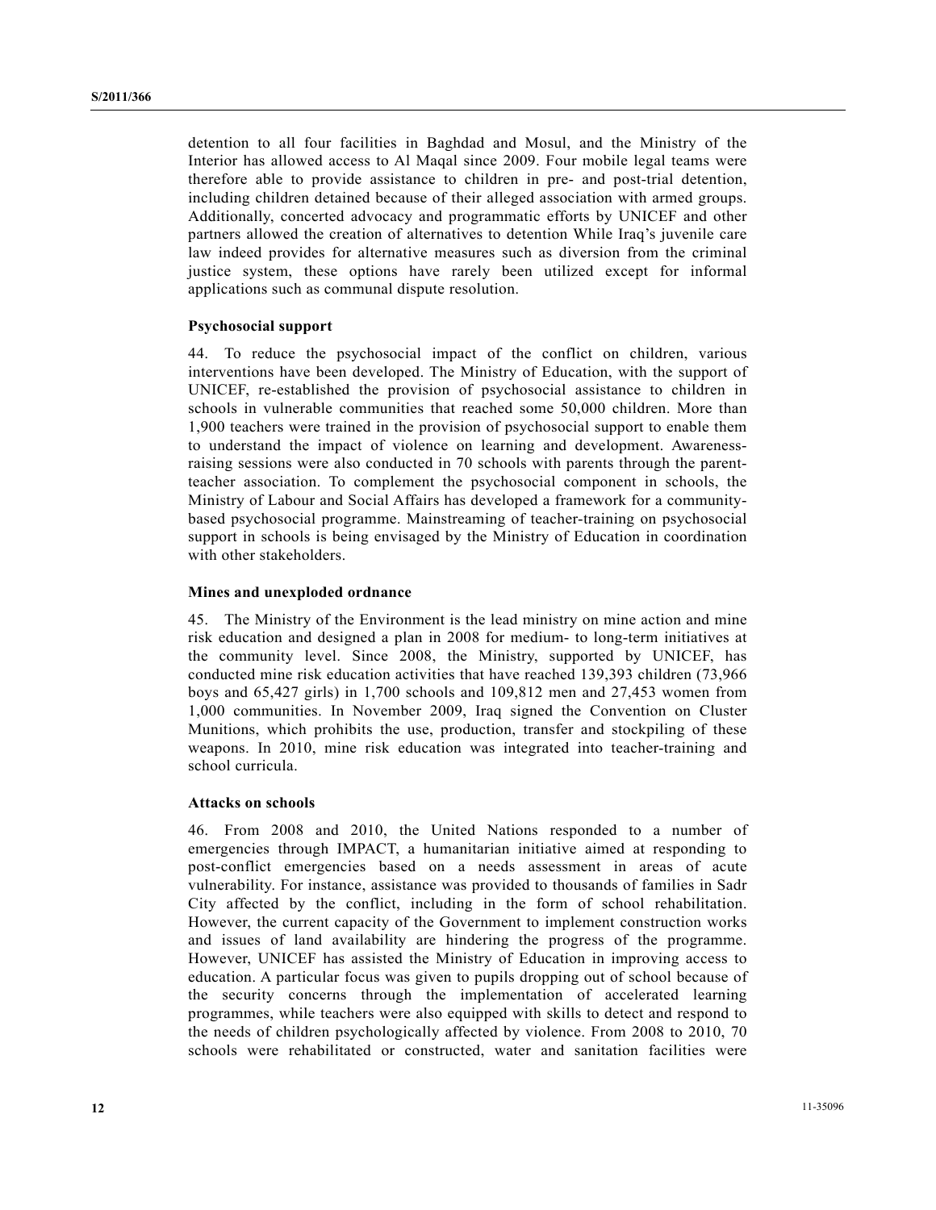detention to all four facilities in Baghdad and Mosul, and the Ministry of the Interior has allowed access to Al Maqal since 2009. Four mobile legal teams were therefore able to provide assistance to children in pre- and post-trial detention, including children detained because of their alleged association with armed groups. Additionally, concerted advocacy and programmatic efforts by UNICEF and other partners allowed the creation of alternatives to detention While Iraq's juvenile care law indeed provides for alternative measures such as diversion from the criminal justice system, these options have rarely been utilized except for informal applications such as communal dispute resolution.

**Psychosocial support**

44. To reduce the psychosocial impact of the conflict on children, various interventions have been developed. The Ministry of Education, with the support of UNICEF, re-established the provision of psychosocial assistance to children in schools in vulnerable communities that reached some 50,000 children. More than 1,900 teachers were trained in the provision of psychosocial support to enable them to understand the impact of violence on learning and development. Awareness-raising sessions were also conducted in 70 schools with parents through the parent-teacher association. To complement the psychosocial component in schools, the Ministry of Labour and Social Affairs has developed a framework for a community-based psychosocial programme. Mainstreaming of teacher-training on psychosocial support in schools is being envisaged by the Ministry of Education in coordination with other stakeholders.

**Mines and unexploded ordnance**

45. The Ministry of the Environment is the lead ministry on mine action and mine risk education and designed a plan in 2008 for medium- to long-term initiatives at the community level. Since 2008, the Ministry, supported by UNICEF, has conducted mine risk education activities that have reached 139,393 children (73,966 boys and 65,427 girls) in 1,700 schools and 109,812 men and 27,453 women from 1,000 communities. In November 2009, Iraq signed the Convention on Cluster Munitions, which prohibits the use, production, transfer and stockpiling of these weapons. In 2010, mine risk education was integrated into teacher-training and school curricula.

**Attacks on schools**

46. From 2008 and 2010, the United Nations responded to a number of emergencies through IMPACT, a humanitarian initiative aimed at responding to post-conflict emergencies based on a needs assessment in areas of acute vulnerability. For instance, assistance was provided to thousands of families in Sadr City affected by the conflict, including in the form of school rehabilitation. However, the current capacity of the Government to implement construction works and issues of land availability are hindering the progress of the programme. However, UNICEF has assisted the Ministry of Education in improving access to education. A particular focus was given to pupils dropping out of school because of the security concerns through the implementation of accelerated learning programmes, while teachers were also equipped with skills to detect and respond to the needs of children psychologically affected by violence. From 2008 to 2010, 70 schools were rehabilitated or constructed, water and sanitation facilities were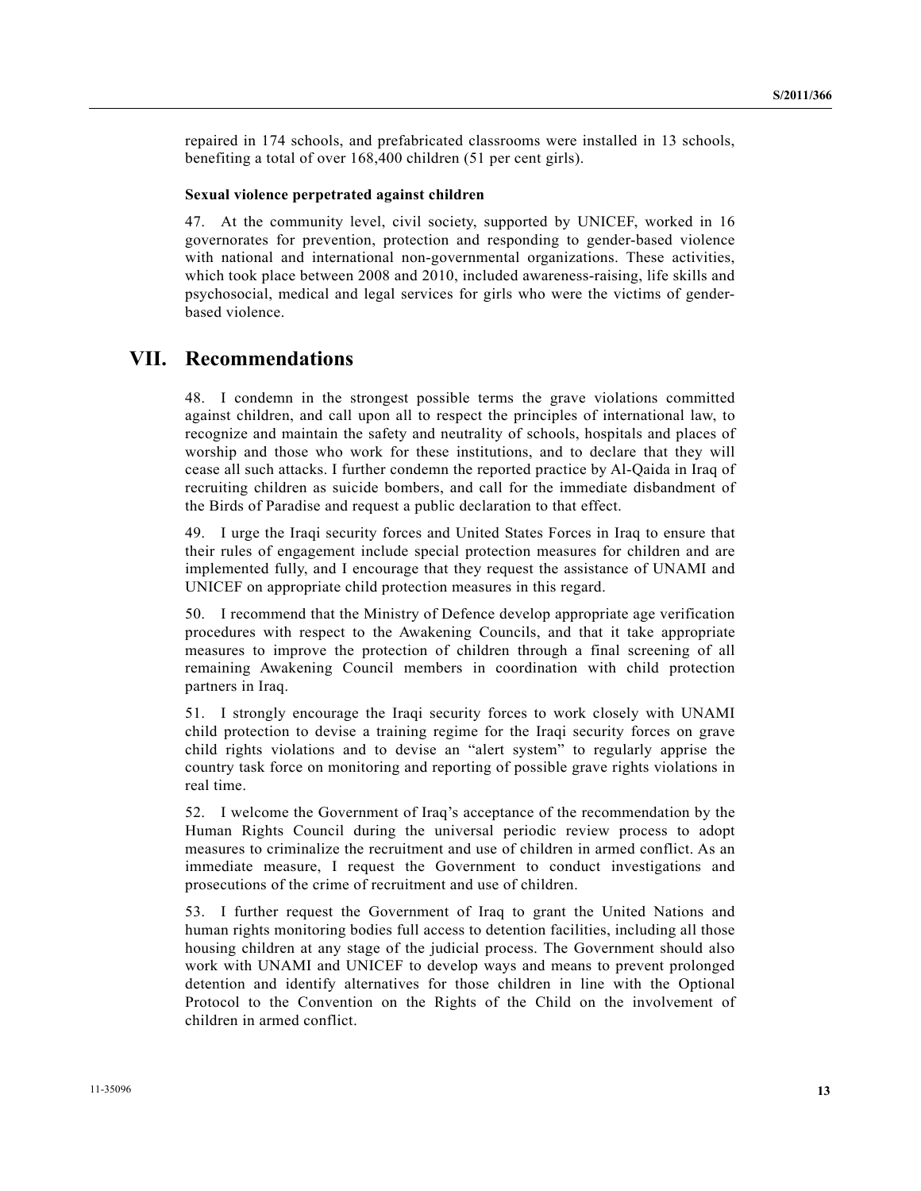repaired in 174 schools, and prefabricated classrooms were installed in 13 schools, benefiting a total of over 168,400 children (51 per cent girls).

**Sexual violence perpetrated against children**

47. At the community level, civil society, supported by UNICEF, worked in 16 governorates for prevention, protection and responding to gender-based violence with national and international non-governmental organizations. These activities, which took place between 2008 and 2010, included awareness-raising, life skills and psychosocial, medical and legal services for girls who were the victims of gender-based violence.

## VII. Recommendations

48. I condemn in the strongest possible terms the grave violations committed against children, and call upon all to respect the principles of international law, to recognize and maintain the safety and neutrality of schools, hospitals and places of worship and those who work for these institutions, and to declare that they will cease all such attacks. I further condemn the reported practice by Al-Qaida in Iraq of recruiting children as suicide bombers, and call for the immediate disbandment of the Birds of Paradise and request a public declaration to that effect.

49. I urge the Iraqi security forces and United States Forces in Iraq to ensure that their rules of engagement include special protection measures for children and are implemented fully, and I encourage that they request the assistance of UNAMI and UNICEF on appropriate child protection measures in this regard.

50. I recommend that the Ministry of Defence develop appropriate age verification procedures with respect to the Awakening Councils, and that it take appropriate measures to improve the protection of children through a final screening of all remaining Awakening Council members in coordination with child protection partners in Iraq.

51. I strongly encourage the Iraqi security forces to work closely with UNAMI child protection to devise a training regime for the Iraqi security forces on grave child rights violations and to devise an "alert system" to regularly apprise the country task force on monitoring and reporting of possible grave rights violations in real time.

52. I welcome the Government of Iraq's acceptance of the recommendation by the Human Rights Council during the universal periodic review process to adopt measures to criminalize the recruitment and use of children in armed conflict. As an immediate measure, I request the Government to conduct investigations and prosecutions of the crime of recruitment and use of children.

53. I further request the Government of Iraq to grant the United Nations and human rights monitoring bodies full access to detention facilities, including all those housing children at any stage of the judicial process. The Government should also work with UNAMI and UNICEF to develop ways and means to prevent prolonged detention and identify alternatives for those children in line with the Optional Protocol to the Convention on the Rights of the Child on the involvement of children in armed conflict.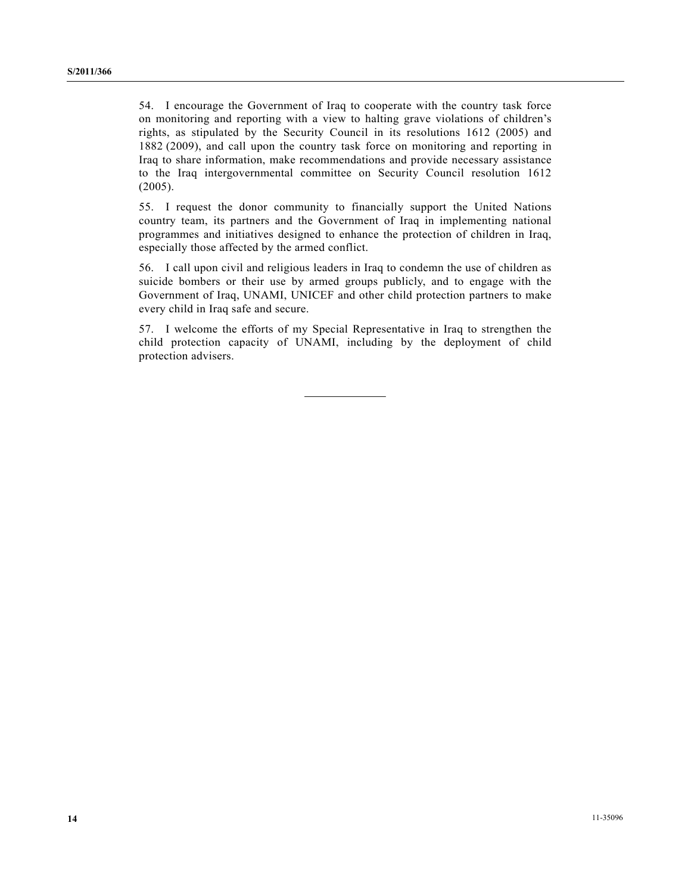54. I encourage the Government of Iraq to cooperate with the country task force on monitoring and reporting with a view to halting grave violations of children's rights, as stipulated by the Security Council in its resolutions 1612 (2005) and 1882 (2009), and call upon the country task force on monitoring and reporting in Iraq to share information, make recommendations and provide necessary assistance to the Iraq intergovernmental committee on Security Council resolution 1612 (2005).

55. I request the donor community to financially support the United Nations country team, its partners and the Government of Iraq in implementing national programmes and initiatives designed to enhance the protection of children in Iraq, especially those affected by the armed conflict.

56. I call upon civil and religious leaders in Iraq to condemn the use of children as suicide bombers or their use by armed groups publicly, and to engage with the Government of Iraq, UNAMI, UNICEF and other child protection partners to make every child in Iraq safe and secure.

57. I welcome the efforts of my Special Representative in Iraq to strengthen the child protection capacity of UNAMI, including by the deployment of child protection advisers.